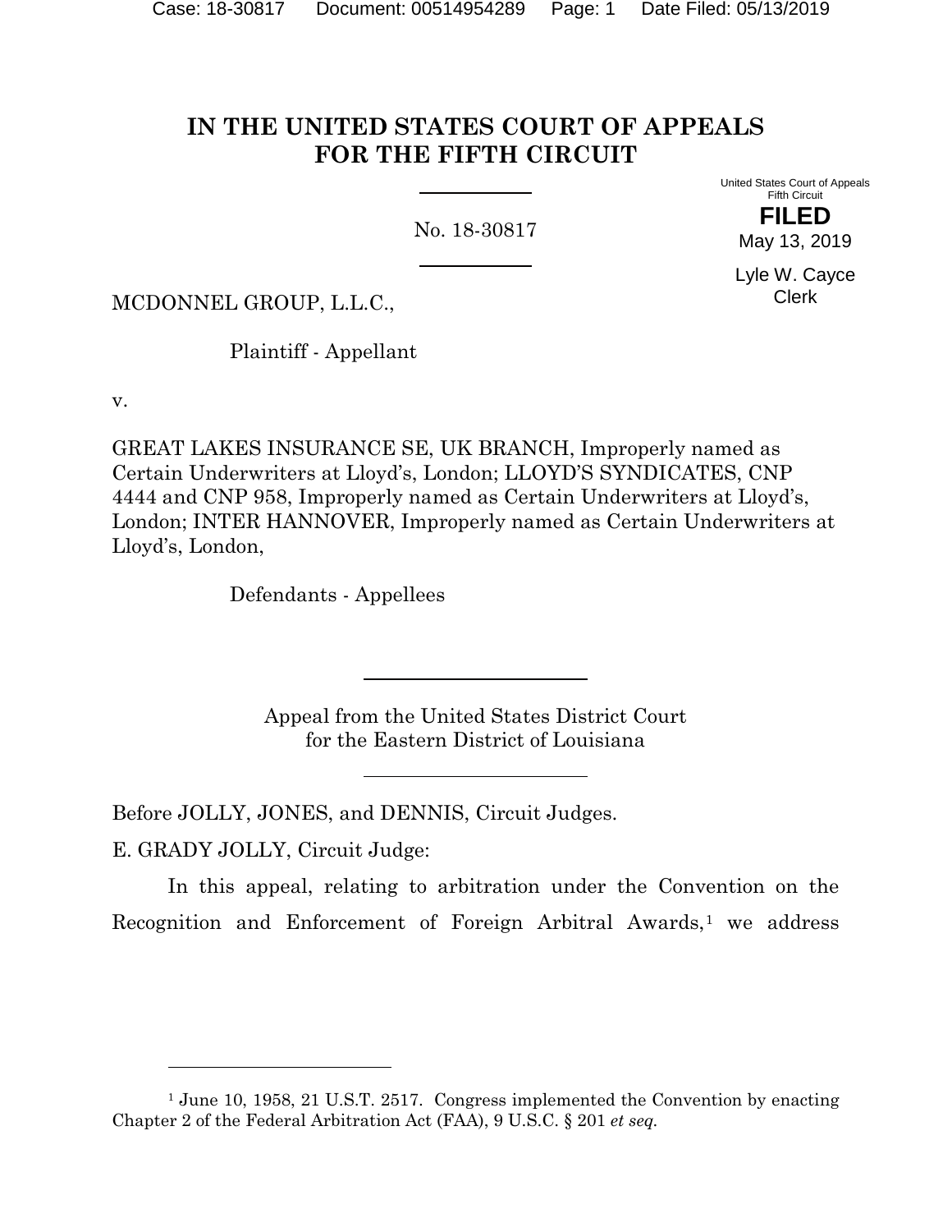# IN THE UNITED STATES COURT OF APPEALS FOR THE FIFTH CIRCUIT

No. 18-30817

United States Court of Appeals
Fifth Circuit

**FILED**

May 13, 2019

Lyle W. Cayce
Clerk

MCDONNEL GROUP, L.L.C.,

Plaintiff - Appellant

v.

GREAT LAKES INSURANCE SE, UK BRANCH, Improperly named as Certain Underwriters at Lloyd's, London; LLOYD'S SYNDICATES, CNP 4444 and CNP 958, Improperly named as Certain Underwriters at Lloyd's, London; INTER HANNOVER, Improperly named as Certain Underwriters at Lloyd's, London,

Defendants - Appellees

Appeal from the United States District Court
for the Eastern District of Louisiana

Before JOLLY, JONES, and DENNIS, Circuit Judges.

E. GRADY JOLLY, Circuit Judge:

In this appeal, relating to arbitration under the Convention on the Recognition and Enforcement of Foreign Arbitral Awards,[1] we address

[1] June 10, 1958, 21 U.S.T. 2517. Congress implemented the Convention by enacting Chapter 2 of the Federal Arbitration Act (FAA), 9 U.S.C. § 201 *et seq.*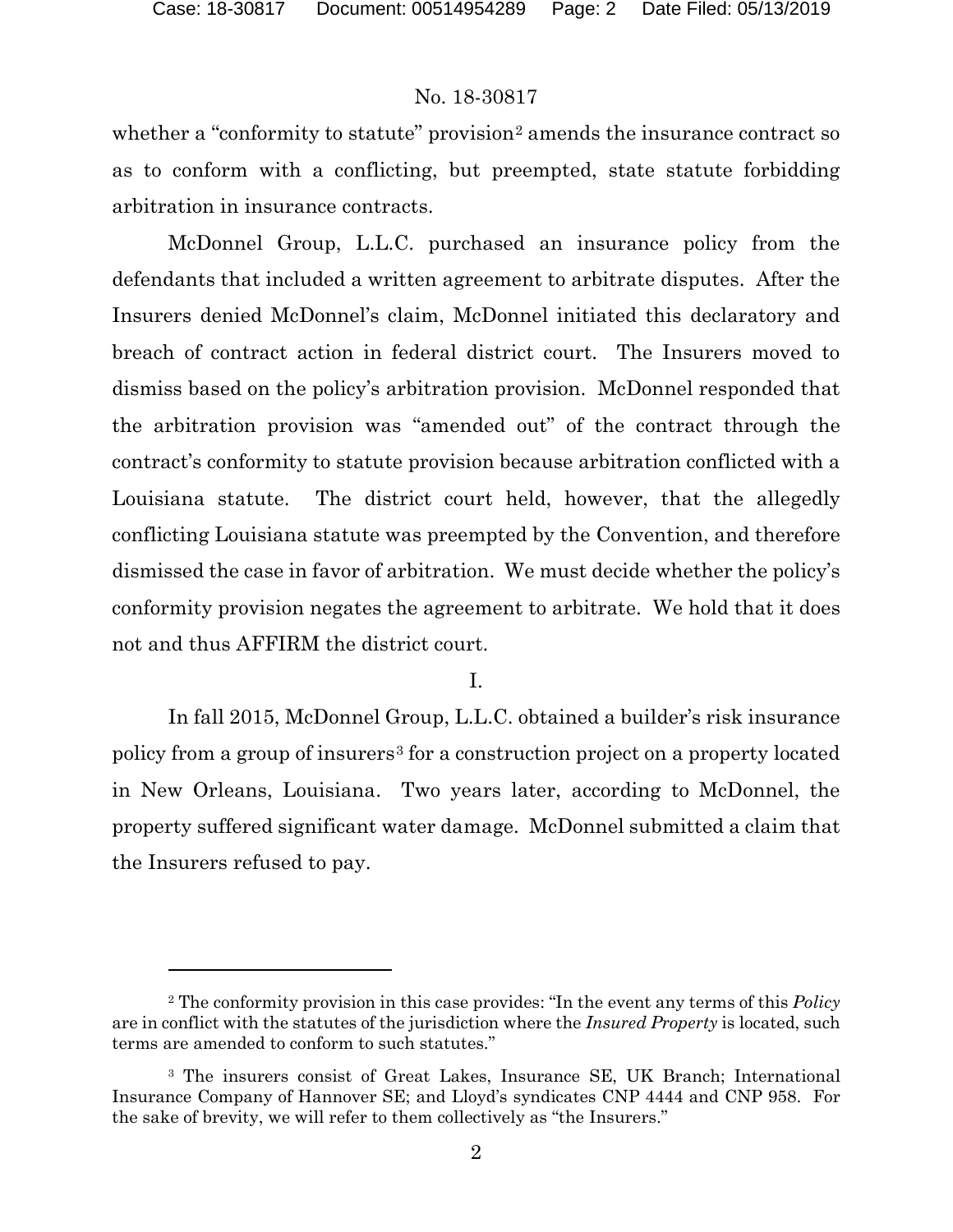whether a "conformity to statute" provision[2] amends the insurance contract so as to conform with a conflicting, but preempted, state statute forbidding arbitration in insurance contracts.

McDonnel Group, L.L.C. purchased an insurance policy from the defendants that included a written agreement to arbitrate disputes. After the Insurers denied McDonnel's claim, McDonnel initiated this declaratory and breach of contract action in federal district court. The Insurers moved to dismiss based on the policy's arbitration provision. McDonnel responded that the arbitration provision was "amended out" of the contract through the contract's conformity to statute provision because arbitration conflicted with a Louisiana statute. The district court held, however, that the allegedly conflicting Louisiana statute was preempted by the Convention, and therefore dismissed the case in favor of arbitration. We must decide whether the policy's conformity provision negates the agreement to arbitrate. We hold that it does not and thus AFFIRM the district court.

I.

In fall 2015, McDonnel Group, L.L.C. obtained a builder's risk insurance policy from a group of insurers[3] for a construction project on a property located in New Orleans, Louisiana. Two years later, according to McDonnel, the property suffered significant water damage. McDonnel submitted a claim that the Insurers refused to pay.

---

[2] The conformity provision in this case provides: "In the event any terms of this *Policy* are in conflict with the statutes of the jurisdiction where the *Insured Property* is located, such terms are amended to conform to such statutes."

[3] The insurers consist of Great Lakes, Insurance SE, UK Branch; International Insurance Company of Hannover SE; and Lloyd's syndicates CNP 4444 and CNP 958. For the sake of brevity, we will refer to them collectively as "the Insurers."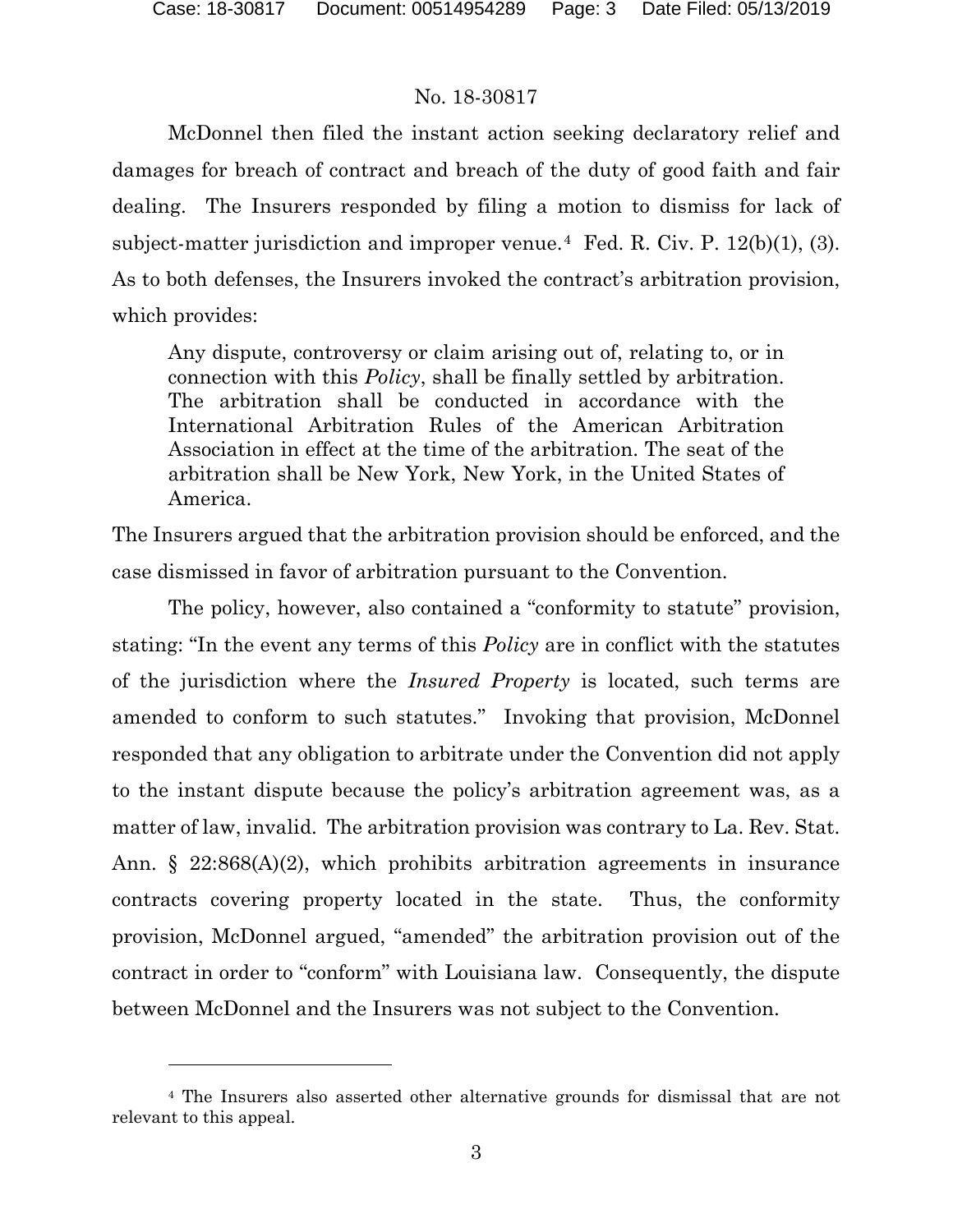McDonnel then filed the instant action seeking declaratory relief and damages for breach of contract and breach of the duty of good faith and fair dealing. The Insurers responded by filing a motion to dismiss for lack of subject-matter jurisdiction and improper venue.[4] Fed. R. Civ. P. 12(b)(1), (3). As to both defenses, the Insurers invoked the contract's arbitration provision, which provides:

> Any dispute, controversy or claim arising out of, relating to, or in connection with this *Policy*, shall be finally settled by arbitration. The arbitration shall be conducted in accordance with the International Arbitration Rules of the American Arbitration Association in effect at the time of the arbitration. The seat of the arbitration shall be New York, New York, in the United States of America.

The Insurers argued that the arbitration provision should be enforced, and the case dismissed in favor of arbitration pursuant to the Convention.

The policy, however, also contained a "conformity to statute" provision, stating: "In the event any terms of this *Policy* are in conflict with the statutes of the jurisdiction where the *Insured Property* is located, such terms are amended to conform to such statutes." Invoking that provision, McDonnel responded that any obligation to arbitrate under the Convention did not apply to the instant dispute because the policy's arbitration agreement was, as a matter of law, invalid. The arbitration provision was contrary to La. Rev. Stat. Ann. § 22:868(A)(2), which prohibits arbitration agreements in insurance contracts covering property located in the state. Thus, the conformity provision, McDonnel argued, "amended" the arbitration provision out of the contract in order to "conform" with Louisiana law. Consequently, the dispute between McDonnel and the Insurers was not subject to the Convention.

---

[4] The Insurers also asserted other alternative grounds for dismissal that are not relevant to this appeal.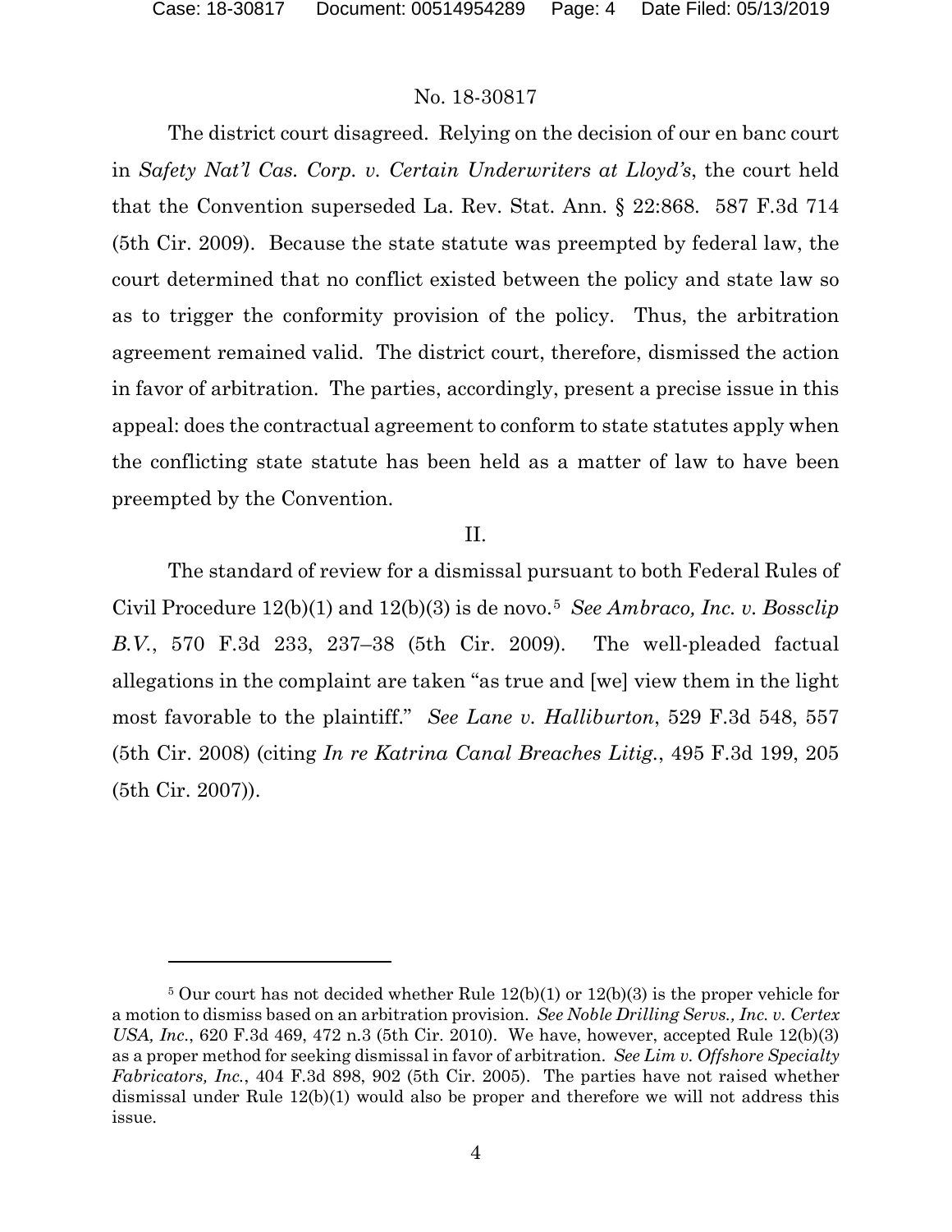The district court disagreed. Relying on the decision of our en banc court in *Safety Nat'l Cas. Corp. v. Certain Underwriters at Lloyd's*, the court held that the Convention superseded La. Rev. Stat. Ann. § 22:868. 587 F.3d 714 (5th Cir. 2009). Because the state statute was preempted by federal law, the court determined that no conflict existed between the policy and state law so as to trigger the conformity provision of the policy. Thus, the arbitration agreement remained valid. The district court, therefore, dismissed the action in favor of arbitration. The parties, accordingly, present a precise issue in this appeal: does the contractual agreement to conform to state statutes apply when the conflicting state statute has been held as a matter of law to have been preempted by the Convention.

## II.

The standard of review for a dismissal pursuant to both Federal Rules of Civil Procedure 12(b)(1) and 12(b)(3) is de novo.[5] *See Ambraco, Inc. v. Bossclip B.V.*, 570 F.3d 233, 237–38 (5th Cir. 2009). The well-pleaded factual allegations in the complaint are taken "as true and [we] view them in the light most favorable to the plaintiff." *See Lane v. Halliburton*, 529 F.3d 548, 557 (5th Cir. 2008) (citing *In re Katrina Canal Breaches Litig.*, 495 F.3d 199, 205 (5th Cir. 2007)).

---

[5] Our court has not decided whether Rule 12(b)(1) or 12(b)(3) is the proper vehicle for a motion to dismiss based on an arbitration provision. *See Noble Drilling Servs., Inc. v. Certex USA, Inc.*, 620 F.3d 469, 472 n.3 (5th Cir. 2010). We have, however, accepted Rule 12(b)(3) as a proper method for seeking dismissal in favor of arbitration. *See Lim v. Offshore Specialty Fabricators, Inc.*, 404 F.3d 898, 902 (5th Cir. 2005). The parties have not raised whether dismissal under Rule 12(b)(1) would also be proper and therefore we will not address this issue.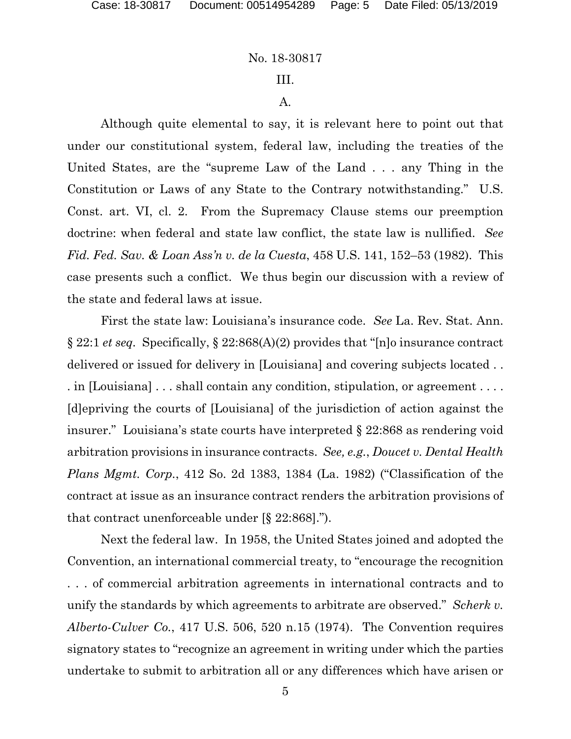## III.

### A.

Although quite elemental to say, it is relevant here to point out that under our constitutional system, federal law, including the treaties of the United States, are the "supreme Law of the Land . . . any Thing in the Constitution or Laws of any State to the Contrary notwithstanding." U.S. Const. art. VI, cl. 2. From the Supremacy Clause stems our preemption doctrine: when federal and state law conflict, the state law is nullified. *See Fid. Fed. Sav. & Loan Ass'n v. de la Cuesta*, 458 U.S. 141, 152–53 (1982). This case presents such a conflict. We thus begin our discussion with a review of the state and federal laws at issue.

First the state law: Louisiana's insurance code. *See* La. Rev. Stat. Ann. § 22:1 *et seq*. Specifically, § 22:868(A)(2) provides that "[n]o insurance contract delivered or issued for delivery in [Louisiana] and covering subjects located . . . in [Louisiana] . . . shall contain any condition, stipulation, or agreement . . . . [d]epriving the courts of [Louisiana] of the jurisdiction of action against the insurer." Louisiana's state courts have interpreted § 22:868 as rendering void arbitration provisions in insurance contracts. *See, e.g.*, *Doucet v. Dental Health Plans Mgmt. Corp.*, 412 So. 2d 1383, 1384 (La. 1982) ("Classification of the contract at issue as an insurance contract renders the arbitration provisions of that contract unenforceable under [§ 22:868].").

Next the federal law. In 1958, the United States joined and adopted the Convention, an international commercial treaty, to "encourage the recognition . . . of commercial arbitration agreements in international contracts and to unify the standards by which agreements to arbitrate are observed." *Scherk v. Alberto-Culver Co.*, 417 U.S. 506, 520 n.15 (1974). The Convention requires signatory states to "recognize an agreement in writing under which the parties undertake to submit to arbitration all or any differences which have arisen or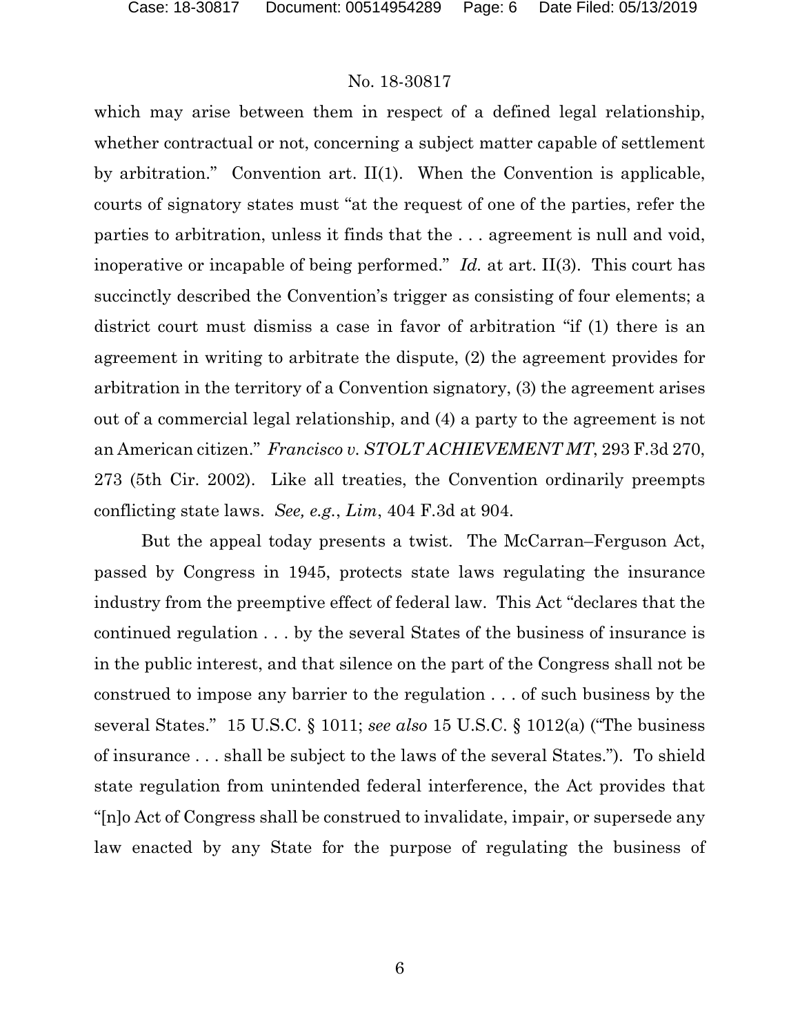which may arise between them in respect of a defined legal relationship, whether contractual or not, concerning a subject matter capable of settlement by arbitration." Convention art. II(1). When the Convention is applicable, courts of signatory states must "at the request of one of the parties, refer the parties to arbitration, unless it finds that the . . . agreement is null and void, inoperative or incapable of being performed." *Id.* at art. II(3). This court has succinctly described the Convention's trigger as consisting of four elements; a district court must dismiss a case in favor of arbitration "if (1) there is an agreement in writing to arbitrate the dispute, (2) the agreement provides for arbitration in the territory of a Convention signatory, (3) the agreement arises out of a commercial legal relationship, and (4) a party to the agreement is not an American citizen." *Francisco v. STOLT ACHIEVEMENT MT*, 293 F.3d 270, 273 (5th Cir. 2002). Like all treaties, the Convention ordinarily preempts conflicting state laws. *See, e.g.*, *Lim*, 404 F.3d at 904.

But the appeal today presents a twist. The McCarran–Ferguson Act, passed by Congress in 1945, protects state laws regulating the insurance industry from the preemptive effect of federal law. This Act "declares that the continued regulation . . . by the several States of the business of insurance is in the public interest, and that silence on the part of the Congress shall not be construed to impose any barrier to the regulation . . . of such business by the several States." 15 U.S.C. § 1011; *see also* 15 U.S.C. § 1012(a) ("The business of insurance . . . shall be subject to the laws of the several States."). To shield state regulation from unintended federal interference, the Act provides that "[n]o Act of Congress shall be construed to invalidate, impair, or supersede any law enacted by any State for the purpose of regulating the business of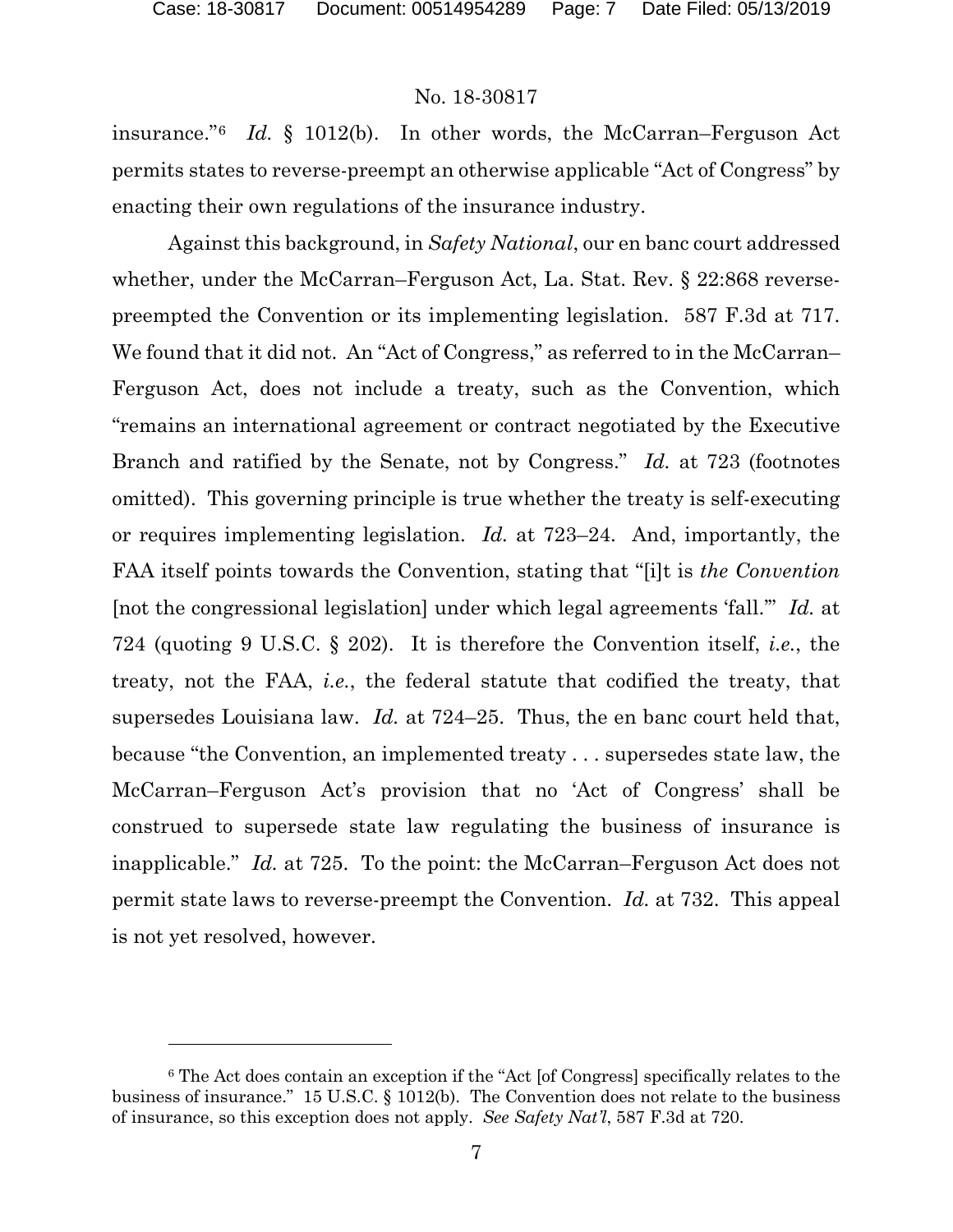insurance."[6] *Id.* § 1012(b). In other words, the McCarran–Ferguson Act permits states to reverse-preempt an otherwise applicable "Act of Congress" by enacting their own regulations of the insurance industry.

Against this background, in *Safety National*, our en banc court addressed whether, under the McCarran–Ferguson Act, La. Stat. Rev. § 22:868 reverse-preempted the Convention or its implementing legislation. 587 F.3d at 717. We found that it did not. An "Act of Congress," as referred to in the McCarran–Ferguson Act, does not include a treaty, such as the Convention, which "remains an international agreement or contract negotiated by the Executive Branch and ratified by the Senate, not by Congress." *Id.* at 723 (footnotes omitted). This governing principle is true whether the treaty is self-executing or requires implementing legislation. *Id.* at 723–24. And, importantly, the FAA itself points towards the Convention, stating that "[i]t is *the Convention* [not the congressional legislation] under which legal agreements 'fall.'" *Id.* at 724 (quoting 9 U.S.C. § 202). It is therefore the Convention itself, *i.e.*, the treaty, not the FAA, *i.e.*, the federal statute that codified the treaty, that supersedes Louisiana law. *Id.* at 724–25. Thus, the en banc court held that, because "the Convention, an implemented treaty . . . supersedes state law, the McCarran–Ferguson Act's provision that no 'Act of Congress' shall be construed to supersede state law regulating the business of insurance is inapplicable." *Id.* at 725. To the point: the McCarran–Ferguson Act does not permit state laws to reverse-preempt the Convention. *Id.* at 732. This appeal is not yet resolved, however.

---

[6] The Act does contain an exception if the "Act [of Congress] specifically relates to the business of insurance." 15 U.S.C. § 1012(b). The Convention does not relate to the business of insurance, so this exception does not apply. *See Safety Nat'l*, 587 F.3d at 720.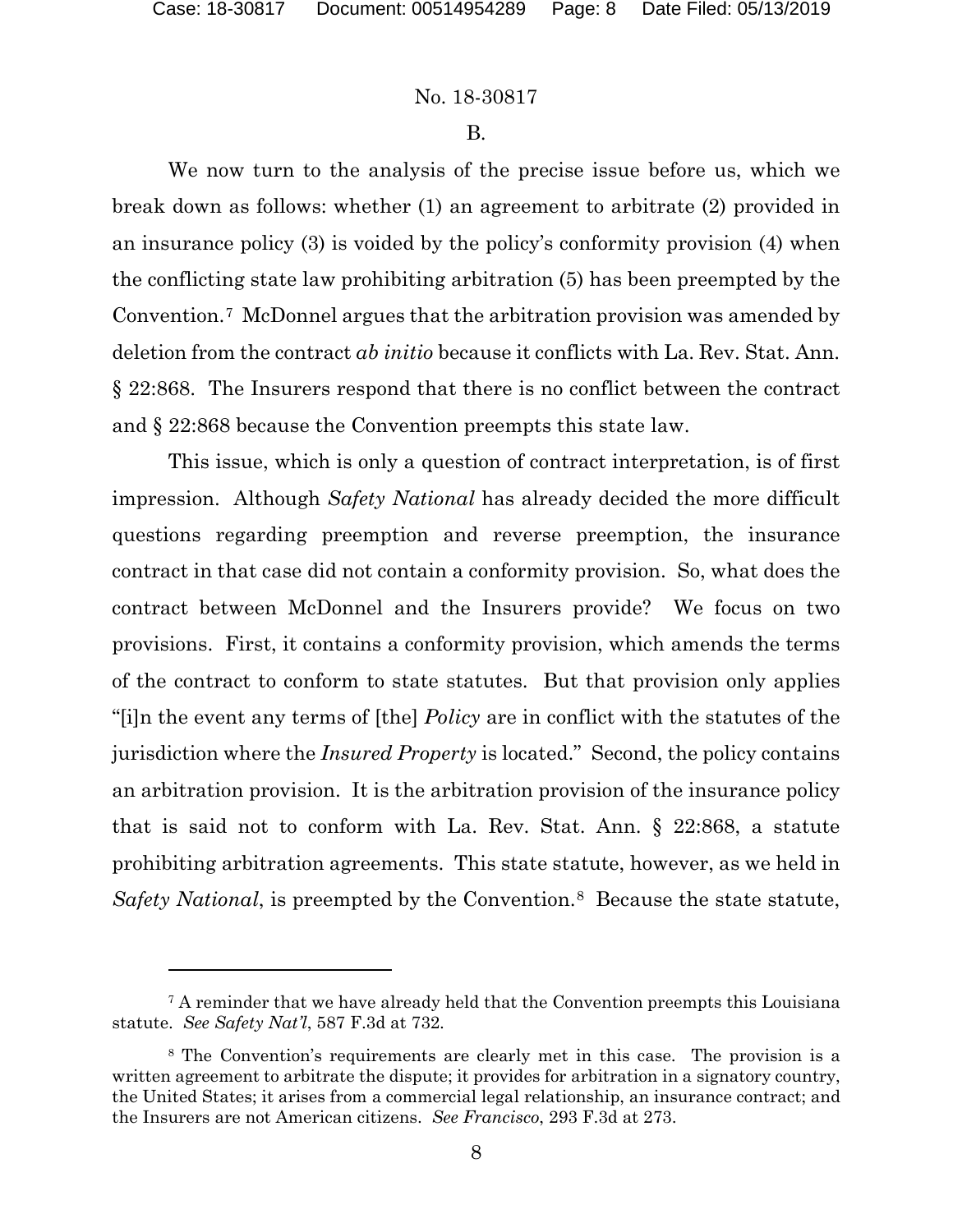B.

We now turn to the analysis of the precise issue before us, which we break down as follows: whether (1) an agreement to arbitrate (2) provided in an insurance policy (3) is voided by the policy's conformity provision (4) when the conflicting state law prohibiting arbitration (5) has been preempted by the Convention.[7] McDonnel argues that the arbitration provision was amended by deletion from the contract *ab initio* because it conflicts with La. Rev. Stat. Ann. § 22:868. The Insurers respond that there is no conflict between the contract and § 22:868 because the Convention preempts this state law.

This issue, which is only a question of contract interpretation, is of first impression. Although *Safety National* has already decided the more difficult questions regarding preemption and reverse preemption, the insurance contract in that case did not contain a conformity provision. So, what does the contract between McDonnel and the Insurers provide? We focus on two provisions. First, it contains a conformity provision, which amends the terms of the contract to conform to state statutes. But that provision only applies "[i]n the event any terms of [the] *Policy* are in conflict with the statutes of the jurisdiction where the *Insured Property* is located." Second, the policy contains an arbitration provision. It is the arbitration provision of the insurance policy that is said not to conform with La. Rev. Stat. Ann. § 22:868, a statute prohibiting arbitration agreements. This state statute, however, as we held in *Safety National*, is preempted by the Convention.[8] Because the state statute,

---

[7] A reminder that we have already held that the Convention preempts this Louisiana statute. *See Safety Nat'l*, 587 F.3d at 732.

[8] The Convention's requirements are clearly met in this case. The provision is a written agreement to arbitrate the dispute; it provides for arbitration in a signatory country, the United States; it arises from a commercial legal relationship, an insurance contract; and the Insurers are not American citizens. *See Francisco*, 293 F.3d at 273.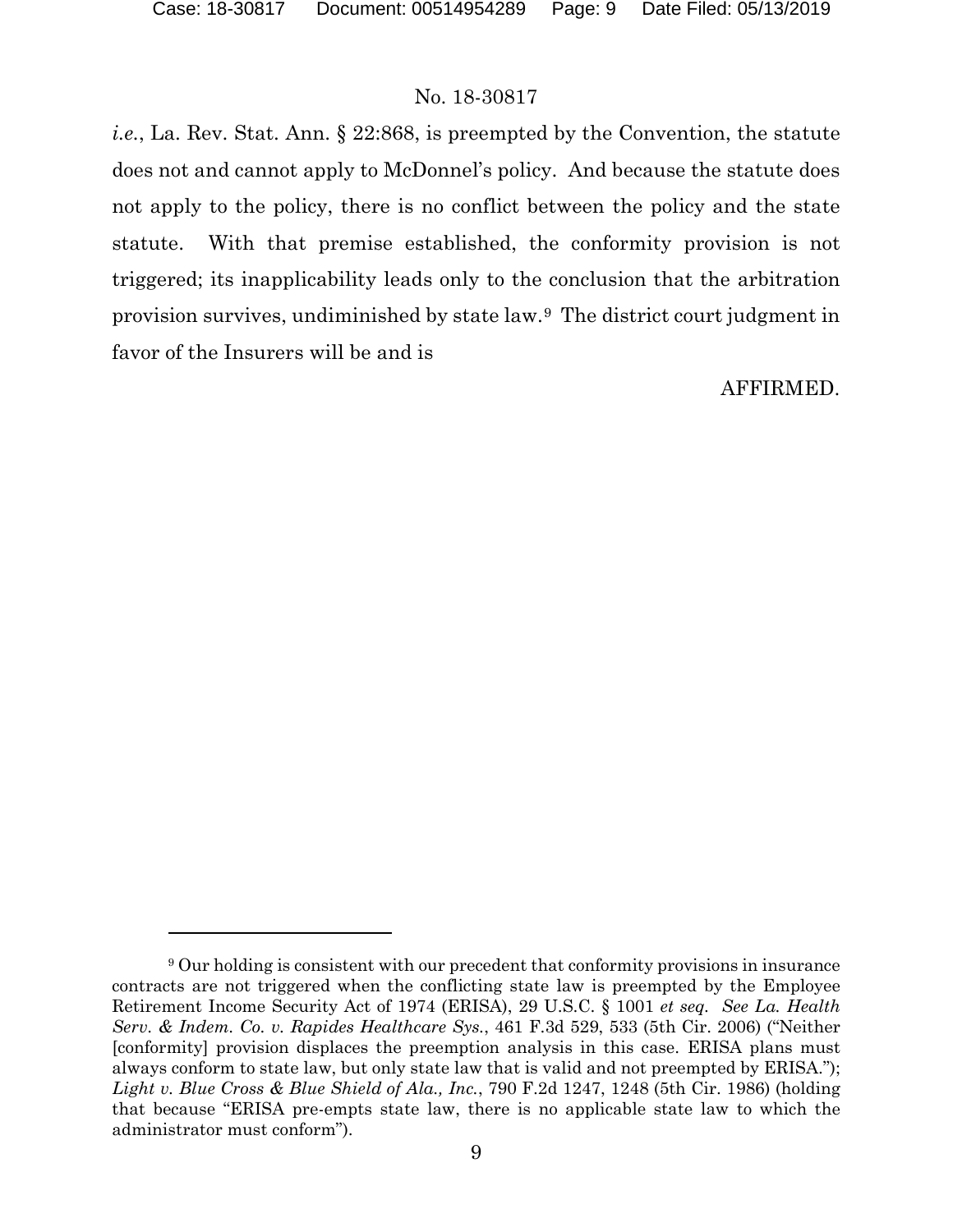*i.e.*, La. Rev. Stat. Ann. § 22:868, is preempted by the Convention, the statute does not and cannot apply to McDonnel's policy. And because the statute does not apply to the policy, there is no conflict between the policy and the state statute. With that premise established, the conformity provision is not triggered; its inapplicability leads only to the conclusion that the arbitration provision survives, undiminished by state law.[9] The district court judgment in favor of the Insurers will be and is

AFFIRMED.

---

[9] Our holding is consistent with our precedent that conformity provisions in insurance contracts are not triggered when the conflicting state law is preempted by the Employee Retirement Income Security Act of 1974 (ERISA), 29 U.S.C. § 1001 *et seq*. *See La. Health Serv. & Indem. Co. v. Rapides Healthcare Sys.*, 461 F.3d 529, 533 (5th Cir. 2006) ("Neither [conformity] provision displaces the preemption analysis in this case. ERISA plans must always conform to state law, but only state law that is valid and not preempted by ERISA."); *Light v. Blue Cross & Blue Shield of Ala., Inc.*, 790 F.2d 1247, 1248 (5th Cir. 1986) (holding that because "ERISA pre-empts state law, there is no applicable state law to which the administrator must conform").